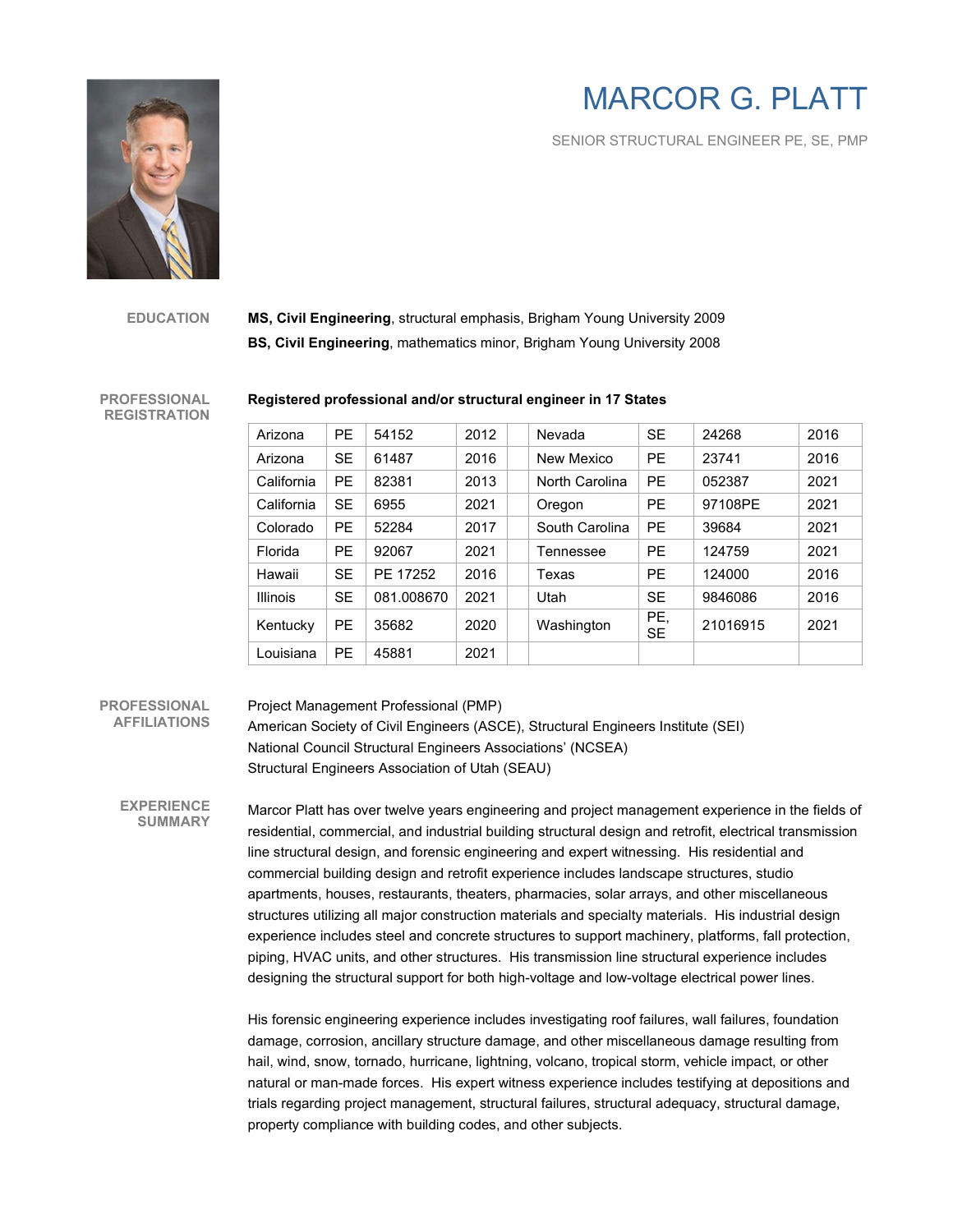# MARCOR G. PLATT

SENIOR STRUCTURAL ENGINEER PE, SE, PMP

## EDUCATION

**MS, Civil Engineering**, structural emphasis, Brigham Young University 2009

**BS, Civil Engineering**, mathematics minor, Brigham Young University 2008

## PROFESSIONAL REGISTRATION

**Registered professional and/or structural engineer in 17 States**

| | | | | | | | | |
|---|---|---|---|---|---|---|---|---|
| Arizona | PE | 54152 | 2012 | | Nevada | SE | 24268 | 2016 |
| Arizona | SE | 61487 | 2016 | | New Mexico | PE | 23741 | 2016 |
| California | PE | 82381 | 2013 | | North Carolina | PE | 052387 | 2021 |
| California | SE | 6955 | 2021 | | Oregon | PE | 97108PE | 2021 |
| Colorado | PE | 52284 | 2017 | | South Carolina | PE | 39684 | 2021 |
| Florida | PE | 92067 | 2021 | | Tennessee | PE | 124759 | 2021 |
| Hawaii | SE | PE 17252 | 2016 | | Texas | PE | 124000 | 2016 |
| Illinois | SE | 081.008670 | 2021 | | Utah | SE | 9846086 | 2016 |
| Kentucky | PE | 35682 | 2020 | | Washington | PE, SE | 21016915 | 2021 |
| Louisiana | PE | 45881 | 2021 | | | | | |

## PROFESSIONAL AFFILIATIONS

Project Management Professional (PMP)

American Society of Civil Engineers (ASCE), Structural Engineers Institute (SEI)

National Council Structural Engineers Associations' (NCSEA)

Structural Engineers Association of Utah (SEAU)

## EXPERIENCE SUMMARY

Marcor Platt has over twelve years engineering and project management experience in the fields of residential, commercial, and industrial building structural design and retrofit, electrical transmission line structural design, and forensic engineering and expert witnessing. His residential and commercial building design and retrofit experience includes landscape structures, studio apartments, houses, restaurants, theaters, pharmacies, solar arrays, and other miscellaneous structures utilizing all major construction materials and specialty materials. His industrial design experience includes steel and concrete structures to support machinery, platforms, fall protection, piping, HVAC units, and other structures. His transmission line structural experience includes designing the structural support for both high-voltage and low-voltage electrical power lines.

His forensic engineering experience includes investigating roof failures, wall failures, foundation damage, corrosion, ancillary structure damage, and other miscellaneous damage resulting from hail, wind, snow, tornado, hurricane, lightning, volcano, tropical storm, vehicle impact, or other natural or man-made forces. His expert witness experience includes testifying at depositions and trials regarding project management, structural failures, structural adequacy, structural damage, property compliance with building codes, and other subjects.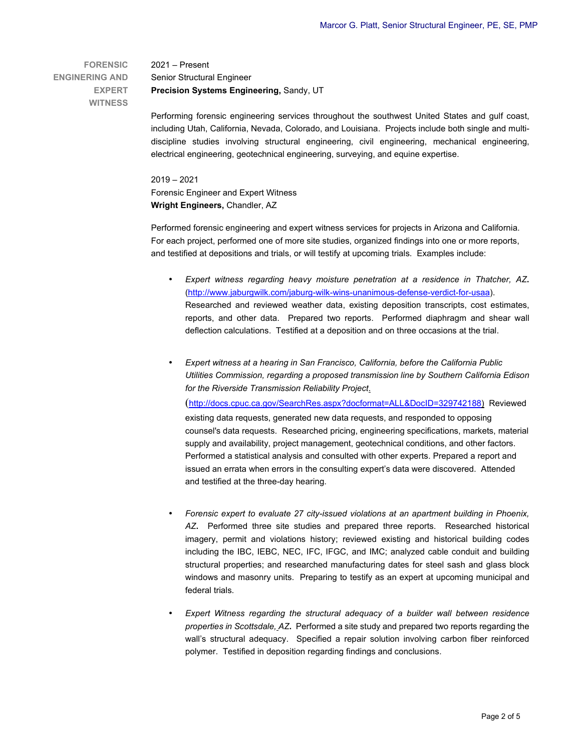## FORENSIC ENGINERING AND EXPERT WITNESS

2021 – Present
Senior Structural Engineer
**Precision Systems Engineering,** Sandy, UT

Performing forensic engineering services throughout the southwest United States and gulf coast, including Utah, California, Nevada, Colorado, and Louisiana. Projects include both single and multi-discipline studies involving structural engineering, civil engineering, mechanical engineering, electrical engineering, geotechnical engineering, surveying, and equine expertise.

2019 – 2021
Forensic Engineer and Expert Witness
**Wright Engineers,** Chandler, AZ

Performed forensic engineering and expert witness services for projects in Arizona and California. For each project, performed one of more site studies, organized findings into one or more reports, and testified at depositions and trials, or will testify at upcoming trials. Examples include:

- *Expert witness regarding heavy moisture penetration at a residence in Thatcher, AZ***.** (http://www.jaburgwilk.com/jaburg-wilk-wins-unanimous-defense-verdict-for-usaa). Researched and reviewed weather data, existing deposition transcripts, cost estimates, reports, and other data. Prepared two reports. Performed diaphragm and shear wall deflection calculations. Testified at a deposition and on three occasions at the trial.

- *Expert witness at a hearing in San Francisco, California, before the California Public Utilities Commission, regarding a proposed transmission line by Southern California Edison for the Riverside Transmission Reliability Project*. (http://docs.cpuc.ca.gov/SearchRes.aspx?docformat=ALL&DocID=329742188) Reviewed existing data requests, generated new data requests, and responded to opposing counsel's data requests. Researched pricing, engineering specifications, markets, material supply and availability, project management, geotechnical conditions, and other factors. Performed a statistical analysis and consulted with other experts. Prepared a report and issued an errata when errors in the consulting expert's data were discovered. Attended and testified at the three-day hearing.

- *Forensic expert to evaluate 27 city-issued violations at an apartment building in Phoenix, AZ***.** Performed three site studies and prepared three reports. Researched historical imagery, permit and violations history; reviewed existing and historical building codes including the IBC, IEBC, NEC, IFC, IFGC, and IMC; analyzed cable conduit and building structural properties; and researched manufacturing dates for steel sash and glass block windows and masonry units. Preparing to testify as an expert at upcoming municipal and federal trials.

- *Expert Witness regarding the structural adequacy of a builder wall between residence properties in Scottsdale, AZ***.** Performed a site study and prepared two reports regarding the wall's structural adequacy. Specified a repair solution involving carbon fiber reinforced polymer. Testified in deposition regarding findings and conclusions.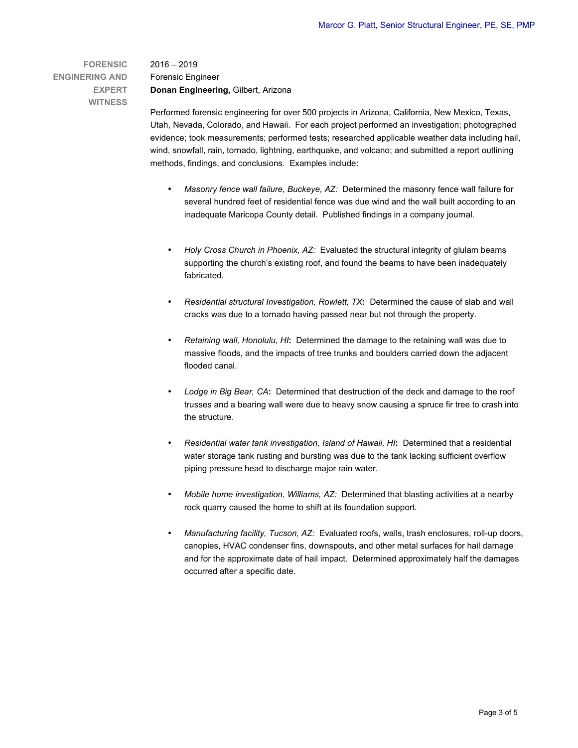## FORENSIC ENGINERING AND EXPERT WITNESS

2016 – 2019
Forensic Engineer
**Donan Engineering,** Gilbert, Arizona

Performed forensic engineering for over 500 projects in Arizona, California, New Mexico, Texas, Utah, Nevada, Colorado, and Hawaii. For each project performed an investigation; photographed evidence; took measurements; performed tests; researched applicable weather data including hail, wind, snowfall, rain, tornado, lightning, earthquake, and volcano; and submitted a report outlining methods, findings, and conclusions. Examples include:

- *Masonry fence wall failure, Buckeye, AZ:* Determined the masonry fence wall failure for several hundred feet of residential fence was due wind and the wall built according to an inadequate Maricopa County detail. Published findings in a company journal.
- *Holy Cross Church in Phoenix, AZ:* Evaluated the structural integrity of glulam beams supporting the church's existing roof, and found the beams to have been inadequately fabricated.
- *Residential structural Investigation, Rowlett, TX***:** Determined the cause of slab and wall cracks was due to a tornado having passed near but not through the property.
- *Retaining wall, Honolulu, HI***:** Determined the damage to the retaining wall was due to massive floods, and the impacts of tree trunks and boulders carried down the adjacent flooded canal.
- *Lodge in Big Bear, CA***:** Determined that destruction of the deck and damage to the roof trusses and a bearing wall were due to heavy snow causing a spruce fir tree to crash into the structure.
- *Residential water tank investigation, Island of Hawaii, HI***:** Determined that a residential water storage tank rusting and bursting was due to the tank lacking sufficient overflow piping pressure head to discharge major rain water.
- *Mobile home investigation, Williams, AZ:* Determined that blasting activities at a nearby rock quarry caused the home to shift at its foundation support.
- *Manufacturing facility, Tucson, AZ:* Evaluated roofs, walls, trash enclosures, roll-up doors, canopies, HVAC condenser fins, downspouts, and other metal surfaces for hail damage and for the approximate date of hail impact. Determined approximately half the damages occurred after a specific date.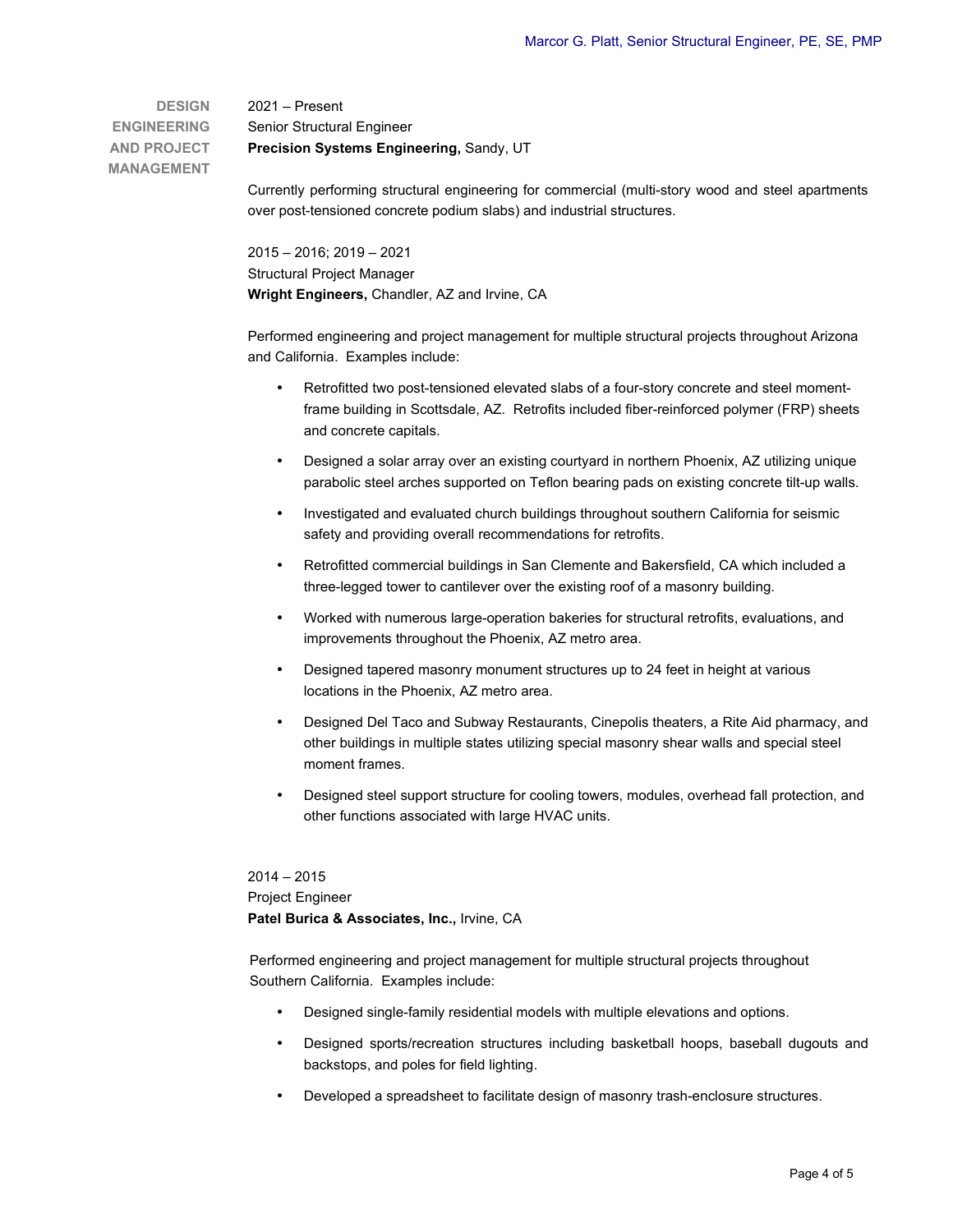## DESIGN ENGINEERING AND PROJECT MANAGEMENT

2021 – Present
Senior Structural Engineer
**Precision Systems Engineering,** Sandy, UT

Currently performing structural engineering for commercial (multi-story wood and steel apartments over post-tensioned concrete podium slabs) and industrial structures.

2015 – 2016; 2019 – 2021
Structural Project Manager
**Wright Engineers,** Chandler, AZ and Irvine, CA

Performed engineering and project management for multiple structural projects throughout Arizona and California. Examples include:

- Retrofitted two post-tensioned elevated slabs of a four-story concrete and steel moment-frame building in Scottsdale, AZ. Retrofits included fiber-reinforced polymer (FRP) sheets and concrete capitals.
- Designed a solar array over an existing courtyard in northern Phoenix, AZ utilizing unique parabolic steel arches supported on Teflon bearing pads on existing concrete tilt-up walls.
- Investigated and evaluated church buildings throughout southern California for seismic safety and providing overall recommendations for retrofits.
- Retrofitted commercial buildings in San Clemente and Bakersfield, CA which included a three-legged tower to cantilever over the existing roof of a masonry building.
- Worked with numerous large-operation bakeries for structural retrofits, evaluations, and improvements throughout the Phoenix, AZ metro area.
- Designed tapered masonry monument structures up to 24 feet in height at various locations in the Phoenix, AZ metro area.
- Designed Del Taco and Subway Restaurants, Cinepolis theaters, a Rite Aid pharmacy, and other buildings in multiple states utilizing special masonry shear walls and special steel moment frames.
- Designed steel support structure for cooling towers, modules, overhead fall protection, and other functions associated with large HVAC units.

2014 – 2015
Project Engineer
**Patel Burica & Associates, Inc.,** Irvine, CA

Performed engineering and project management for multiple structural projects throughout Southern California. Examples include:

- Designed single-family residential models with multiple elevations and options.
- Designed sports/recreation structures including basketball hoops, baseball dugouts and backstops, and poles for field lighting.
- Developed a spreadsheet to facilitate design of masonry trash-enclosure structures.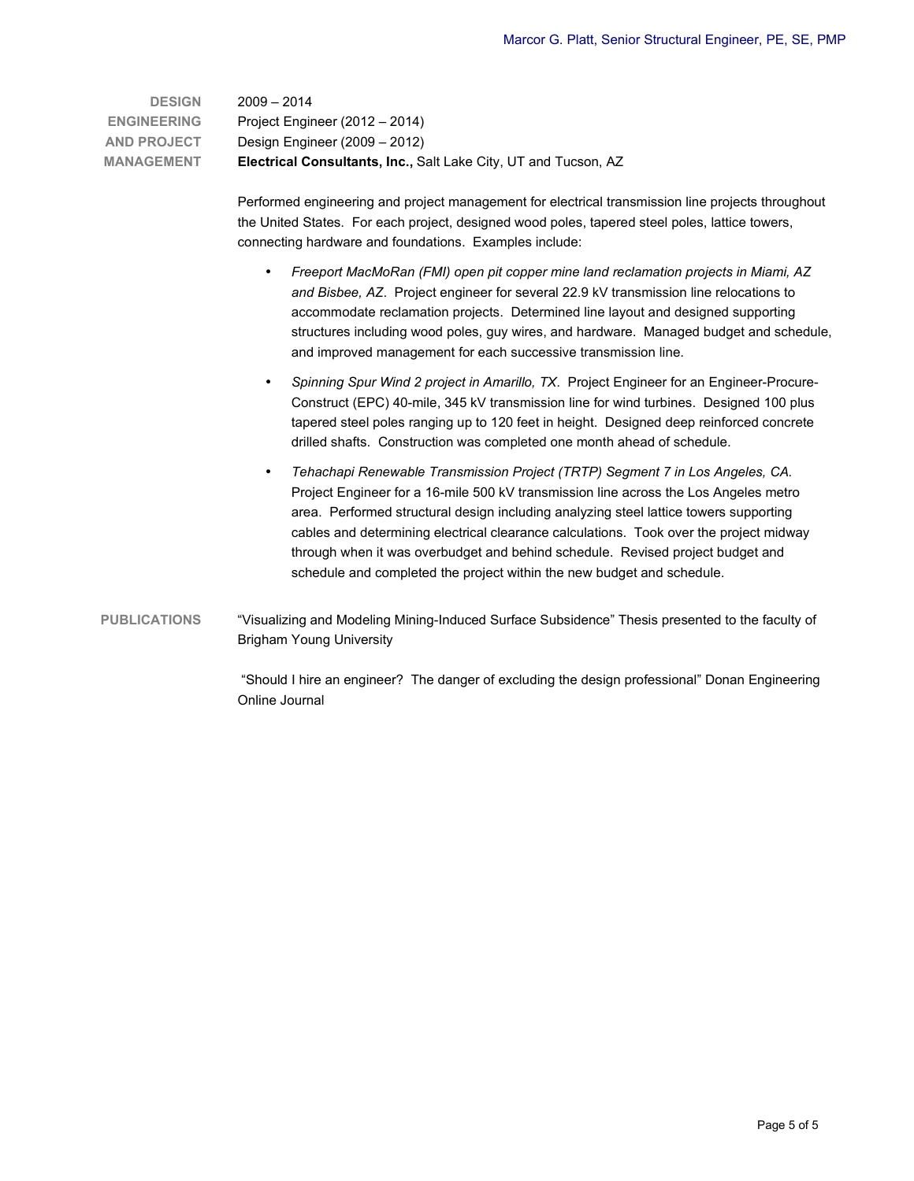## DESIGN ENGINEERING AND PROJECT MANAGEMENT

2009 – 2014
Project Engineer (2012 – 2014)
Design Engineer (2009 – 2012)
**Electrical Consultants, Inc.,** Salt Lake City, UT and Tucson, AZ

Performed engineering and project management for electrical transmission line projects throughout the United States. For each project, designed wood poles, tapered steel poles, lattice towers, connecting hardware and foundations. Examples include:

- *Freeport MacMoRan (FMI) open pit copper mine land reclamation projects in Miami, AZ and Bisbee, AZ*. Project engineer for several 22.9 kV transmission line relocations to accommodate reclamation projects. Determined line layout and designed supporting structures including wood poles, guy wires, and hardware. Managed budget and schedule, and improved management for each successive transmission line.
- *Spinning Spur Wind 2 project in Amarillo, TX*. Project Engineer for an Engineer-Procure-Construct (EPC) 40-mile, 345 kV transmission line for wind turbines. Designed 100 plus tapered steel poles ranging up to 120 feet in height. Designed deep reinforced concrete drilled shafts. Construction was completed one month ahead of schedule.
- *Tehachapi Renewable Transmission Project (TRTP) Segment 7 in Los Angeles, CA.* Project Engineer for a 16-mile 500 kV transmission line across the Los Angeles metro area. Performed structural design including analyzing steel lattice towers supporting cables and determining electrical clearance calculations. Took over the project midway through when it was overbudget and behind schedule. Revised project budget and schedule and completed the project within the new budget and schedule.

## PUBLICATIONS

"Visualizing and Modeling Mining-Induced Surface Subsidence" Thesis presented to the faculty of Brigham Young University

"Should I hire an engineer? The danger of excluding the design professional" Donan Engineering Online Journal